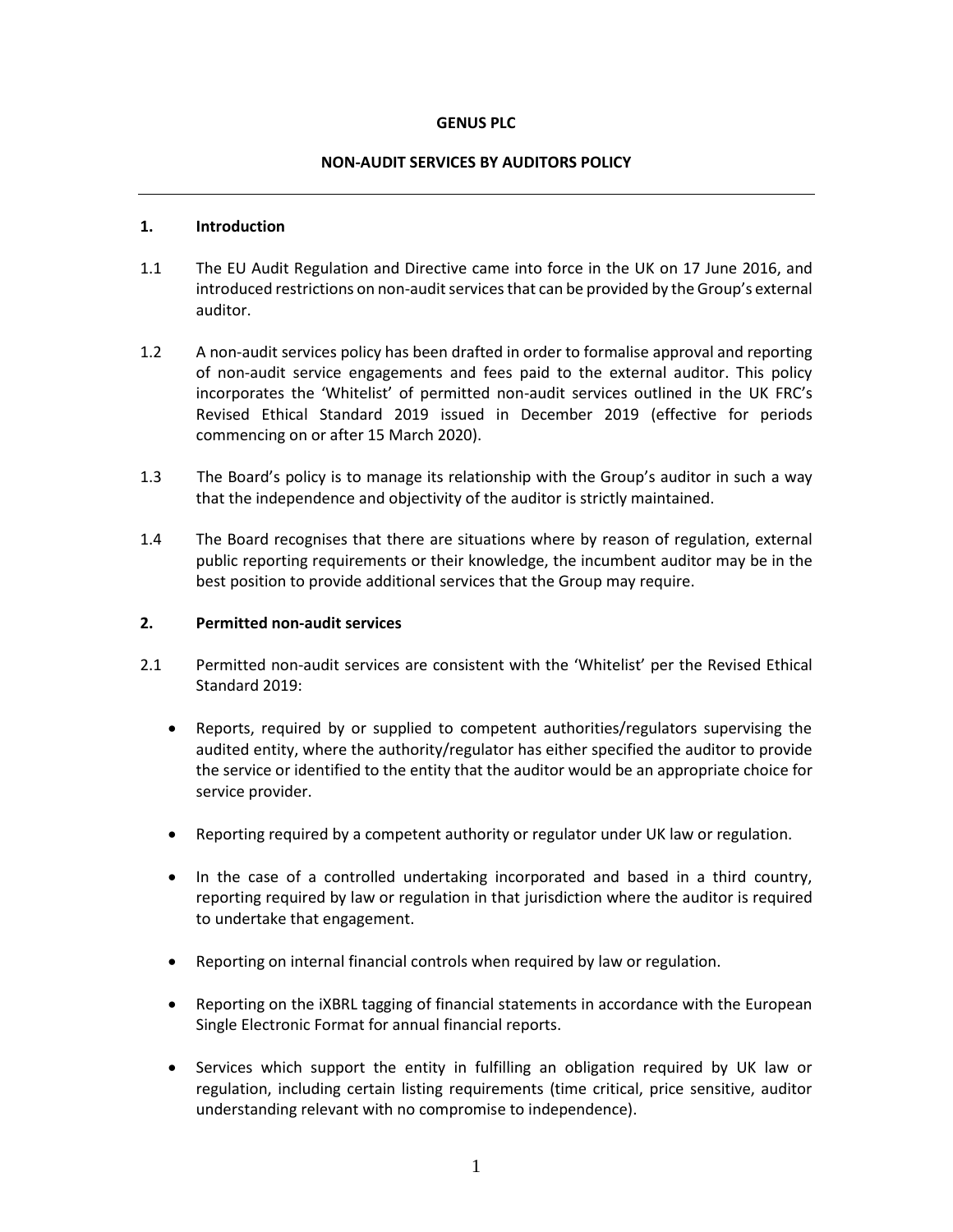**GENUS PLC**

**NON-AUDIT SERVICES BY AUDITORS POLICY**

---

## 1. Introduction

1.1 The EU Audit Regulation and Directive came into force in the UK on 17 June 2016, and introduced restrictions on non-audit services that can be provided by the Group's external auditor.

1.2 A non-audit services policy has been drafted in order to formalise approval and reporting of non-audit service engagements and fees paid to the external auditor. This policy incorporates the 'Whitelist' of permitted non-audit services outlined in the UK FRC's Revised Ethical Standard 2019 issued in December 2019 (effective for periods commencing on or after 15 March 2020).

1.3 The Board's policy is to manage its relationship with the Group's auditor in such a way that the independence and objectivity of the auditor is strictly maintained.

1.4 The Board recognises that there are situations where by reason of regulation, external public reporting requirements or their knowledge, the incumbent auditor may be in the best position to provide additional services that the Group may require.

## 2. Permitted non-audit services

2.1 Permitted non-audit services are consistent with the 'Whitelist' per the Revised Ethical Standard 2019:

- Reports, required by or supplied to competent authorities/regulators supervising the audited entity, where the authority/regulator has either specified the auditor to provide the service or identified to the entity that the auditor would be an appropriate choice for service provider.
- Reporting required by a competent authority or regulator under UK law or regulation.
- In the case of a controlled undertaking incorporated and based in a third country, reporting required by law or regulation in that jurisdiction where the auditor is required to undertake that engagement.
- Reporting on internal financial controls when required by law or regulation.
- Reporting on the iXBRL tagging of financial statements in accordance with the European Single Electronic Format for annual financial reports.
- Services which support the entity in fulfilling an obligation required by UK law or regulation, including certain listing requirements (time critical, price sensitive, auditor understanding relevant with no compromise to independence).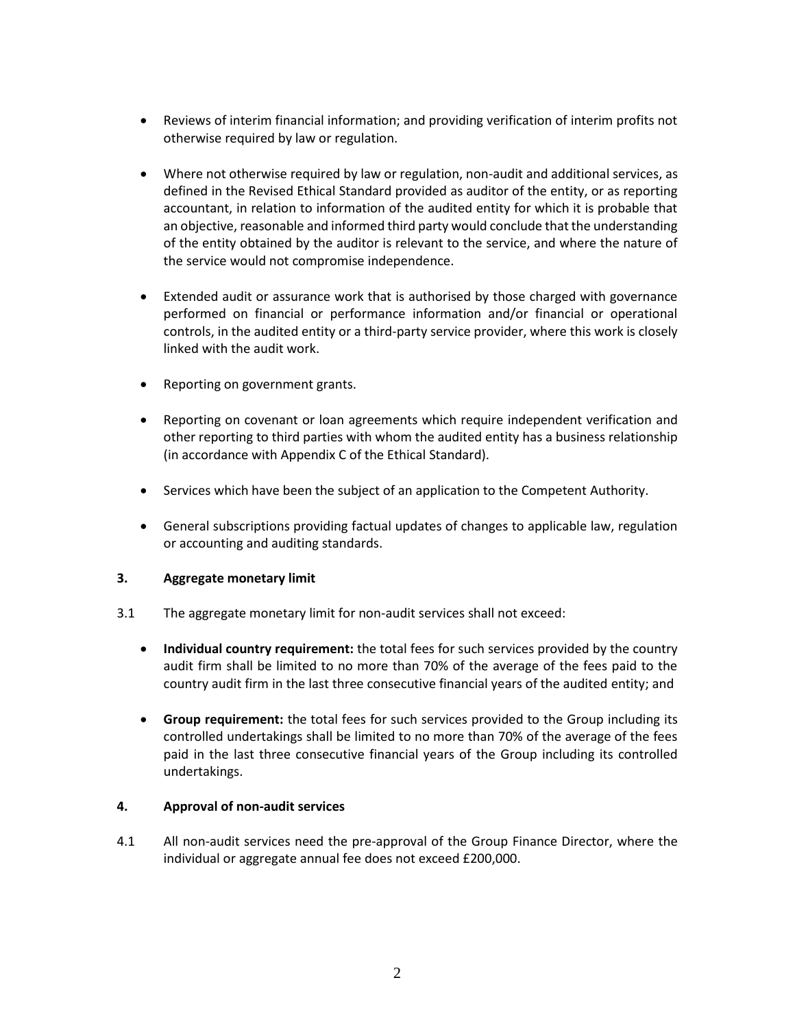- Reviews of interim financial information; and providing verification of interim profits not otherwise required by law or regulation.

- Where not otherwise required by law or regulation, non-audit and additional services, as defined in the Revised Ethical Standard provided as auditor of the entity, or as reporting accountant, in relation to information of the audited entity for which it is probable that an objective, reasonable and informed third party would conclude that the understanding of the entity obtained by the auditor is relevant to the service, and where the nature of the service would not compromise independence.

- Extended audit or assurance work that is authorised by those charged with governance performed on financial or performance information and/or financial or operational controls, in the audited entity or a third-party service provider, where this work is closely linked with the audit work.

- Reporting on government grants.

- Reporting on covenant or loan agreements which require independent verification and other reporting to third parties with whom the audited entity has a business relationship (in accordance with Appendix C of the Ethical Standard).

- Services which have been the subject of an application to the Competent Authority.

- General subscriptions providing factual updates of changes to applicable law, regulation or accounting and auditing standards.

## 3. Aggregate monetary limit

3.1 The aggregate monetary limit for non-audit services shall not exceed:

- **Individual country requirement:** the total fees for such services provided by the country audit firm shall be limited to no more than 70% of the average of the fees paid to the country audit firm in the last three consecutive financial years of the audited entity; and

- **Group requirement:** the total fees for such services provided to the Group including its controlled undertakings shall be limited to no more than 70% of the average of the fees paid in the last three consecutive financial years of the Group including its controlled undertakings.

## 4. Approval of non-audit services

4.1 All non-audit services need the pre-approval of the Group Finance Director, where the individual or aggregate annual fee does not exceed £200,000.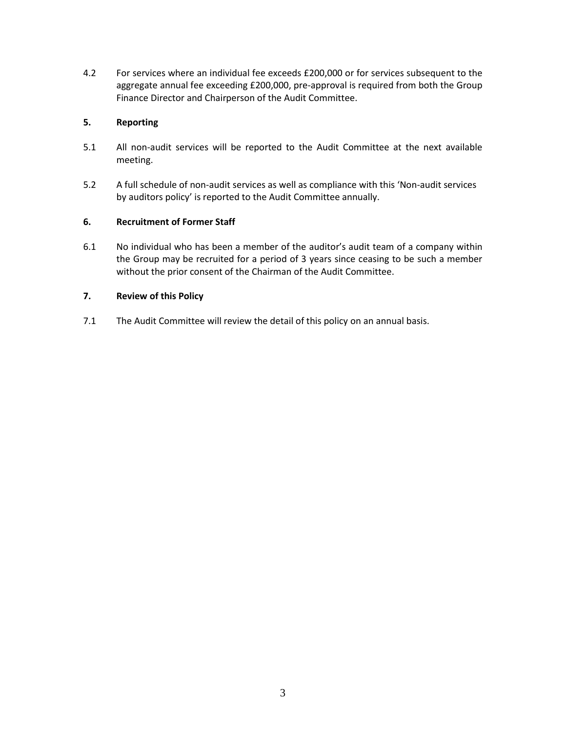4.2 For services where an individual fee exceeds £200,000 or for services subsequent to the aggregate annual fee exceeding £200,000, pre-approval is required from both the Group Finance Director and Chairperson of the Audit Committee.

## 5. Reporting

5.1 All non-audit services will be reported to the Audit Committee at the next available meeting.

5.2 A full schedule of non-audit services as well as compliance with this 'Non-audit services by auditors policy' is reported to the Audit Committee annually.

## 6. Recruitment of Former Staff

6.1 No individual who has been a member of the auditor's audit team of a company within the Group may be recruited for a period of 3 years since ceasing to be such a member without the prior consent of the Chairman of the Audit Committee.

## 7. Review of this Policy

7.1 The Audit Committee will review the detail of this policy on an annual basis.